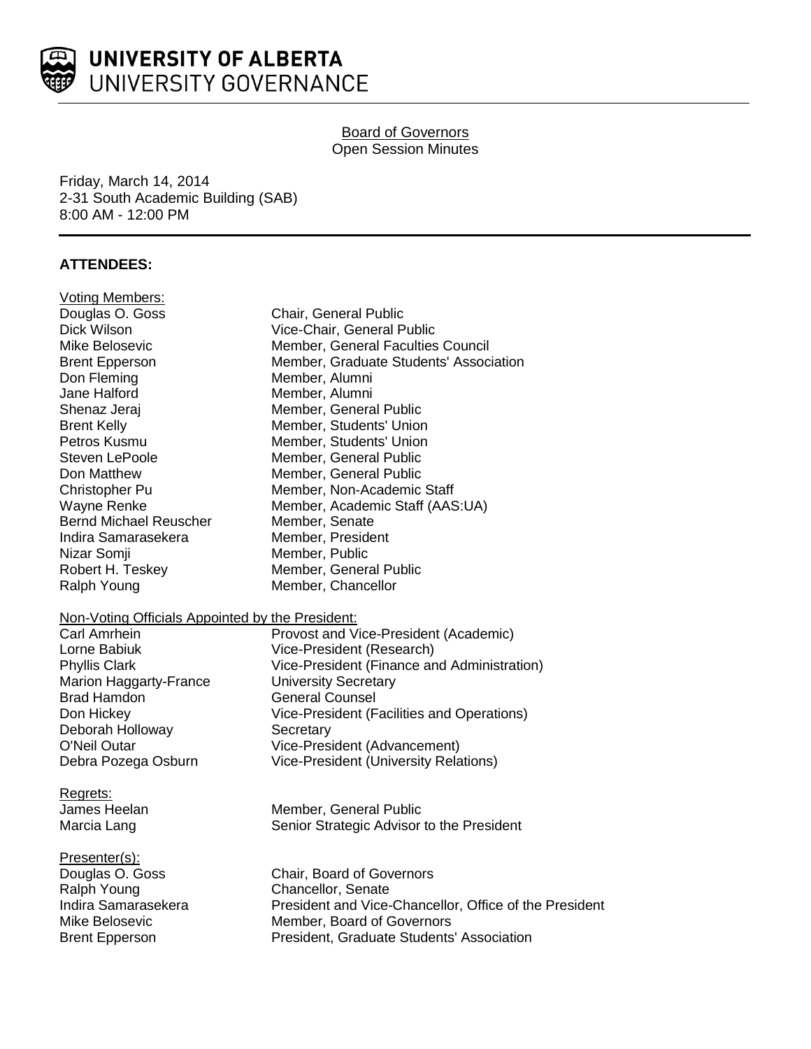**UNIVERSITY OF ALBERTA**
UNIVERSITY GOVERNANCE

Board of Governors
Open Session Minutes

Friday, March 14, 2014
2-31 South Academic Building (SAB)
8:00 AM - 12:00 PM

## ATTENDEES:

Voting Members:

| | |
|---|---|
| Douglas O. Goss | Chair, General Public |
| Dick Wilson | Vice-Chair, General Public |
| Mike Belosevic | Member, General Faculties Council |
| Brent Epperson | Member, Graduate Students' Association |
| Don Fleming | Member, Alumni |
| Jane Halford | Member, Alumni |
| Shenaz Jeraj | Member, General Public |
| Brent Kelly | Member, Students' Union |
| Petros Kusmu | Member, Students' Union |
| Steven LePoole | Member, General Public |
| Don Matthew | Member, General Public |
| Christopher Pu | Member, Non-Academic Staff |
| Wayne Renke | Member, Academic Staff (AAS:UA) |
| Bernd Michael Reuscher | Member, Senate |
| Indira Samarasekera | Member, President |
| Nizar Somji | Member, Public |
| Robert H. Teskey | Member, General Public |
| Ralph Young | Member, Chancellor |

Non-Voting Officials Appointed by the President:

| | |
|---|---|
| Carl Amrhein | Provost and Vice-President (Academic) |
| Lorne Babiuk | Vice-President (Research) |
| Phyllis Clark | Vice-President (Finance and Administration) |
| Marion Haggarty-France | University Secretary |
| Brad Hamdon | General Counsel |
| Don Hickey | Vice-President (Facilities and Operations) |
| Deborah Holloway | Secretary |
| O'Neil Outar | Vice-President (Advancement) |
| Debra Pozega Osburn | Vice-President (University Relations) |

Regrets:

| | |
|---|---|
| James Heelan | Member, General Public |
| Marcia Lang | Senior Strategic Advisor to the President |

Presenter(s):

| | |
|---|---|
| Douglas O. Goss | Chair, Board of Governors |
| Ralph Young | Chancellor, Senate |
| Indira Samarasekera | President and Vice-Chancellor, Office of the President |
| Mike Belosevic | Member, Board of Governors |
| Brent Epperson | President, Graduate Students' Association |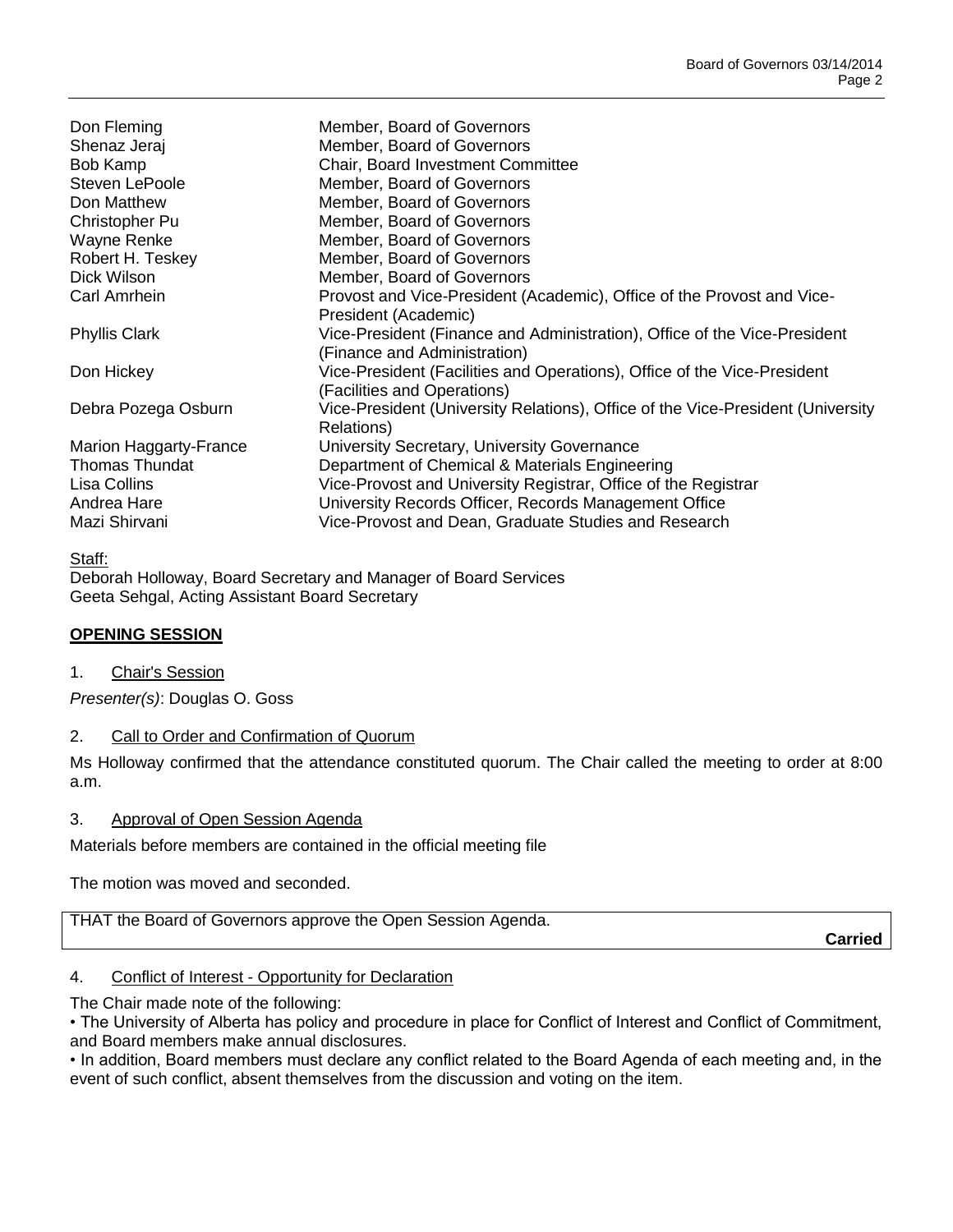| | |
|---|---|
| Don Fleming | Member, Board of Governors |
| Shenaz Jeraj | Member, Board of Governors |
| Bob Kamp | Chair, Board Investment Committee |
| Steven LePoole | Member, Board of Governors |
| Don Matthew | Member, Board of Governors |
| Christopher Pu | Member, Board of Governors |
| Wayne Renke | Member, Board of Governors |
| Robert H. Teskey | Member, Board of Governors |
| Dick Wilson | Member, Board of Governors |
| Carl Amrhein | Provost and Vice-President (Academic), Office of the Provost and Vice-President (Academic) |
| Phyllis Clark | Vice-President (Finance and Administration), Office of the Vice-President (Finance and Administration) |
| Don Hickey | Vice-President (Facilities and Operations), Office of the Vice-President (Facilities and Operations) |
| Debra Pozega Osburn | Vice-President (University Relations), Office of the Vice-President (University Relations) |
| Marion Haggarty-France | University Secretary, University Governance |
| Thomas Thundat | Department of Chemical & Materials Engineering |
| Lisa Collins | Vice-Provost and University Registrar, Office of the Registrar |
| Andrea Hare | University Records Officer, Records Management Office |
| Mazi Shirvani | Vice-Provost and Dean, Graduate Studies and Research |

Staff:
Deborah Holloway, Board Secretary and Manager of Board Services
Geeta Sehgal, Acting Assistant Board Secretary

## OPENING SESSION

1. Chair's Session

*Presenter(s)*: Douglas O. Goss

2. Call to Order and Confirmation of Quorum

Ms Holloway confirmed that the attendance constituted quorum. The Chair called the meeting to order at 8:00 a.m.

3. Approval of Open Session Agenda

Materials before members are contained in the official meeting file

The motion was moved and seconded.

THAT the Board of Governors approve the Open Session Agenda.

**Carried**

4. Conflict of Interest - Opportunity for Declaration

The Chair made note of the following:

- The University of Alberta has policy and procedure in place for Conflict of Interest and Conflict of Commitment, and Board members make annual disclosures.
- In addition, Board members must declare any conflict related to the Board Agenda of each meeting and, in the event of such conflict, absent themselves from the discussion and voting on the item.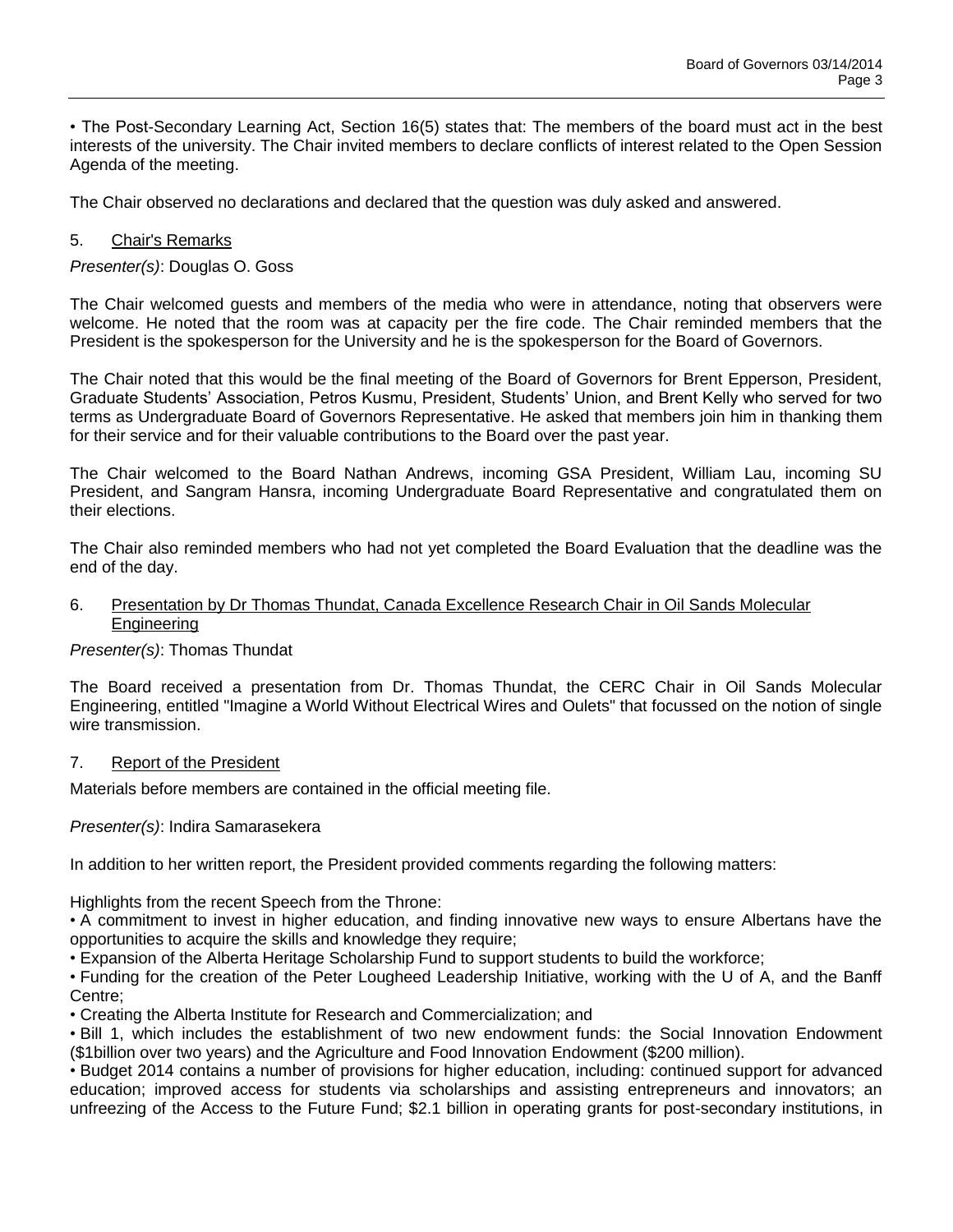• The Post-Secondary Learning Act, Section 16(5) states that: The members of the board must act in the best interests of the university. The Chair invited members to declare conflicts of interest related to the Open Session Agenda of the meeting.

The Chair observed no declarations and declared that the question was duly asked and answered.

## 5. Chair's Remarks

*Presenter(s)*: Douglas O. Goss

The Chair welcomed guests and members of the media who were in attendance, noting that observers were welcome. He noted that the room was at capacity per the fire code. The Chair reminded members that the President is the spokesperson for the University and he is the spokesperson for the Board of Governors.

The Chair noted that this would be the final meeting of the Board of Governors for Brent Epperson, President, Graduate Students' Association, Petros Kusmu, President, Students' Union, and Brent Kelly who served for two terms as Undergraduate Board of Governors Representative. He asked that members join him in thanking them for their service and for their valuable contributions to the Board over the past year.

The Chair welcomed to the Board Nathan Andrews, incoming GSA President, William Lau, incoming SU President, and Sangram Hansra, incoming Undergraduate Board Representative and congratulated them on their elections.

The Chair also reminded members who had not yet completed the Board Evaluation that the deadline was the end of the day.

## 6. Presentation by Dr Thomas Thundat, Canada Excellence Research Chair in Oil Sands Molecular Engineering

*Presenter(s)*: Thomas Thundat

The Board received a presentation from Dr. Thomas Thundat, the CERC Chair in Oil Sands Molecular Engineering, entitled "Imagine a World Without Electrical Wires and Oulets" that focussed on the notion of single wire transmission.

## 7. Report of the President

Materials before members are contained in the official meeting file.

*Presenter(s)*: Indira Samarasekera

In addition to her written report, the President provided comments regarding the following matters:

Highlights from the recent Speech from the Throne:
• A commitment to invest in higher education, and finding innovative new ways to ensure Albertans have the opportunities to acquire the skills and knowledge they require;
• Expansion of the Alberta Heritage Scholarship Fund to support students to build the workforce;
• Funding for the creation of the Peter Lougheed Leadership Initiative, working with the U of A, and the Banff Centre;
• Creating the Alberta Institute for Research and Commercialization; and
• Bill 1, which includes the establishment of two new endowment funds: the Social Innovation Endowment ($1billion over two years) and the Agriculture and Food Innovation Endowment ($200 million).
• Budget 2014 contains a number of provisions for higher education, including: continued support for advanced education; improved access for students via scholarships and assisting entrepreneurs and innovators; an unfreezing of the Access to the Future Fund; $2.1 billion in operating grants for post-secondary institutions, in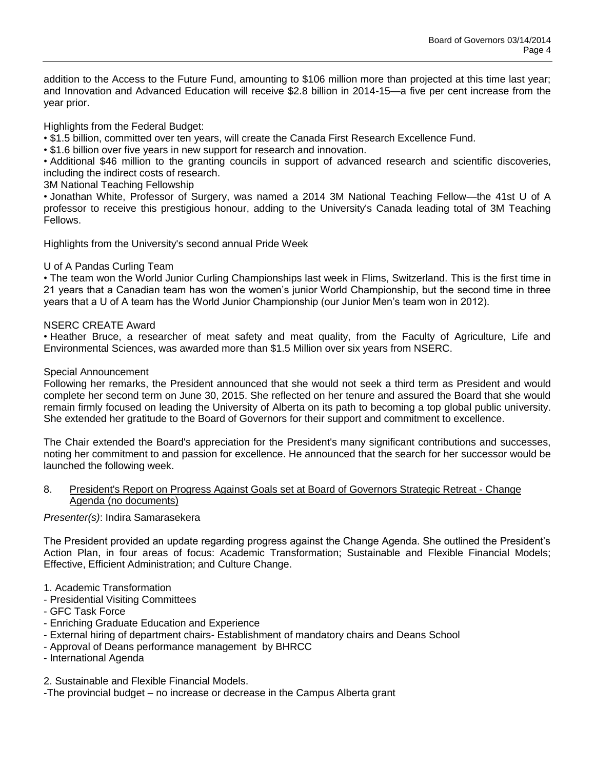addition to the Access to the Future Fund, amounting to $106 million more than projected at this time last year; and Innovation and Advanced Education will receive $2.8 billion in 2014-15—a five per cent increase from the year prior.

Highlights from the Federal Budget:

• $1.5 billion, committed over ten years, will create the Canada First Research Excellence Fund.
• $1.6 billion over five years in new support for research and innovation.
• Additional $46 million to the granting councils in support of advanced research and scientific discoveries, including the indirect costs of research.

3M National Teaching Fellowship

• Jonathan White, Professor of Surgery, was named a 2014 3M National Teaching Fellow—the 41st U of A professor to receive this prestigious honour, adding to the University's Canada leading total of 3M Teaching Fellows.

Highlights from the University's second annual Pride Week

U of A Pandas Curling Team

• The team won the World Junior Curling Championships last week in Flims, Switzerland. This is the first time in 21 years that a Canadian team has won the women's junior World Championship, but the second time in three years that a U of A team has the World Junior Championship (our Junior Men's team won in 2012).

NSERC CREATE Award

• Heather Bruce, a researcher of meat safety and meat quality, from the Faculty of Agriculture, Life and Environmental Sciences, was awarded more than $1.5 Million over six years from NSERC.

Special Announcement

Following her remarks, the President announced that she would not seek a third term as President and would complete her second term on June 30, 2015. She reflected on her tenure and assured the Board that she would remain firmly focused on leading the University of Alberta on its path to becoming a top global public university. She extended her gratitude to the Board of Governors for their support and commitment to excellence.

The Chair extended the Board's appreciation for the President's many significant contributions and successes, noting her commitment to and passion for excellence. He announced that the search for her successor would be launched the following week.

8. President's Report on Progress Against Goals set at Board of Governors Strategic Retreat - Change Agenda (no documents)

*Presenter(s)*: Indira Samarasekera

The President provided an update regarding progress against the Change Agenda. She outlined the President's Action Plan, in four areas of focus: Academic Transformation; Sustainable and Flexible Financial Models; Effective, Efficient Administration; and Culture Change.

1. Academic Transformation
- Presidential Visiting Committees
- GFC Task Force
- Enriching Graduate Education and Experience
- External hiring of department chairs- Establishment of mandatory chairs and Deans School
- Approval of Deans performance management by BHRCC
- International Agenda

2. Sustainable and Flexible Financial Models.
-The provincial budget – no increase or decrease in the Campus Alberta grant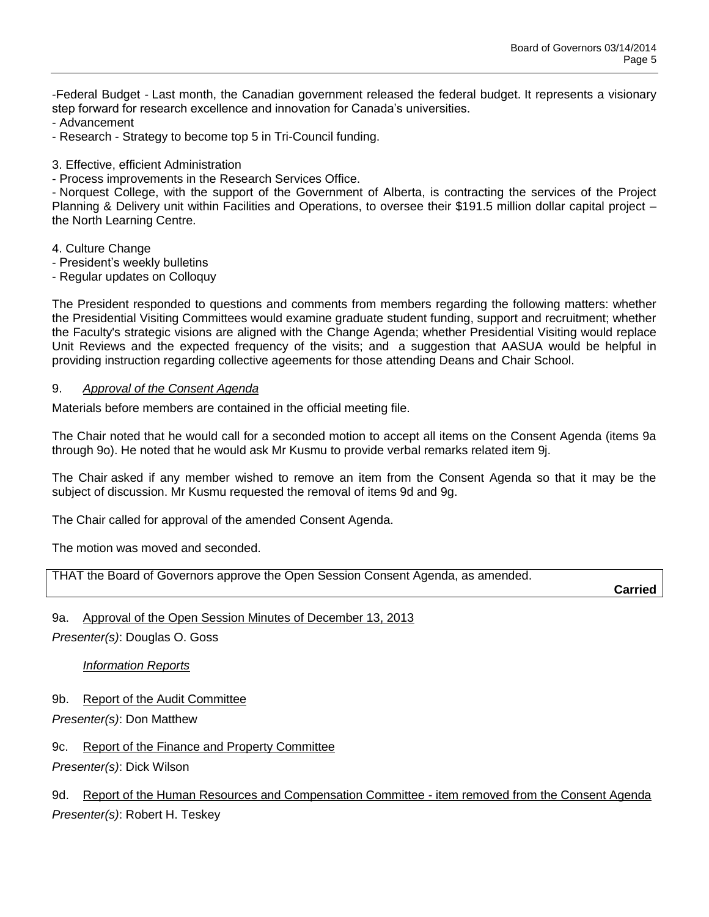-Federal Budget - Last month, the Canadian government released the federal budget. It represents a visionary step forward for research excellence and innovation for Canada's universities.
- Advancement
- Research - Strategy to become top 5 in Tri-Council funding.

3. Effective, efficient Administration
- Process improvements in the Research Services Office.
- Norquest College, with the support of the Government of Alberta, is contracting the services of the Project Planning & Delivery unit within Facilities and Operations, to oversee their $191.5 million dollar capital project – the North Learning Centre.

4. Culture Change
- President's weekly bulletins
- Regular updates on Colloquy

The President responded to questions and comments from members regarding the following matters: whether the Presidential Visiting Committees would examine graduate student funding, support and recruitment; whether the Faculty's strategic visions are aligned with the Change Agenda; whether Presidential Visiting would replace Unit Reviews and the expected frequency of the visits; and a suggestion that AASUA would be helpful in providing instruction regarding collective ageements for those attending Deans and Chair School.

9. *Approval of the Consent Agenda*

Materials before members are contained in the official meeting file.

The Chair noted that he would call for a seconded motion to accept all items on the Consent Agenda (items 9a through 9o). He noted that he would ask Mr Kusmu to provide verbal remarks related item 9j.

The Chair asked if any member wished to remove an item from the Consent Agenda so that it may be the subject of discussion. Mr Kusmu requested the removal of items 9d and 9g.

The Chair called for approval of the amended Consent Agenda.

The motion was moved and seconded.

THAT the Board of Governors approve the Open Session Consent Agenda, as amended.

**Carried**

9a. Approval of the Open Session Minutes of December 13, 2013

*Presenter(s)*: Douglas O. Goss

*Information Reports*

9b. Report of the Audit Committee

*Presenter(s)*: Don Matthew

9c. Report of the Finance and Property Committee

*Presenter(s)*: Dick Wilson

9d. Report of the Human Resources and Compensation Committee - item removed from the Consent Agenda

*Presenter(s)*: Robert H. Teskey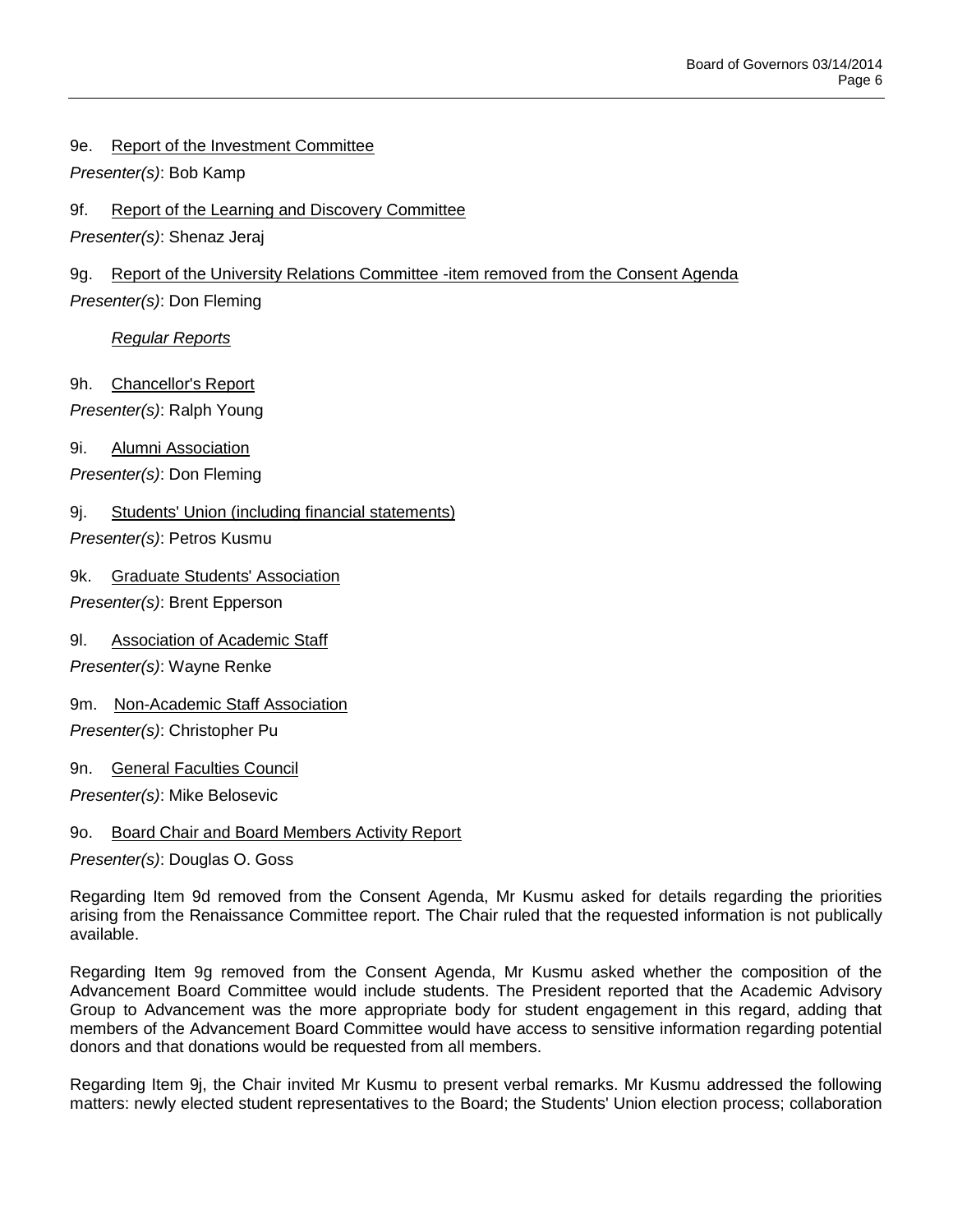9e. Report of the Investment Committee

*Presenter(s)*: Bob Kamp

9f. Report of the Learning and Discovery Committee

*Presenter(s)*: Shenaz Jeraj

9g. Report of the University Relations Committee -item removed from the Consent Agenda

*Presenter(s)*: Don Fleming

*Regular Reports*

9h. Chancellor's Report

*Presenter(s)*: Ralph Young

9i. Alumni Association

*Presenter(s)*: Don Fleming

9j. Students' Union (including financial statements)

*Presenter(s)*: Petros Kusmu

9k. Graduate Students' Association

*Presenter(s)*: Brent Epperson

9l. Association of Academic Staff

*Presenter(s)*: Wayne Renke

9m. Non-Academic Staff Association

*Presenter(s)*: Christopher Pu

9n. General Faculties Council

*Presenter(s)*: Mike Belosevic

9o. Board Chair and Board Members Activity Report

*Presenter(s)*: Douglas O. Goss

Regarding Item 9d removed from the Consent Agenda, Mr Kusmu asked for details regarding the priorities arising from the Renaissance Committee report. The Chair ruled that the requested information is not publically available.

Regarding Item 9g removed from the Consent Agenda, Mr Kusmu asked whether the composition of the Advancement Board Committee would include students. The President reported that the Academic Advisory Group to Advancement was the more appropriate body for student engagement in this regard, adding that members of the Advancement Board Committee would have access to sensitive information regarding potential donors and that donations would be requested from all members.

Regarding Item 9j, the Chair invited Mr Kusmu to present verbal remarks. Mr Kusmu addressed the following matters: newly elected student representatives to the Board; the Students' Union election process; collaboration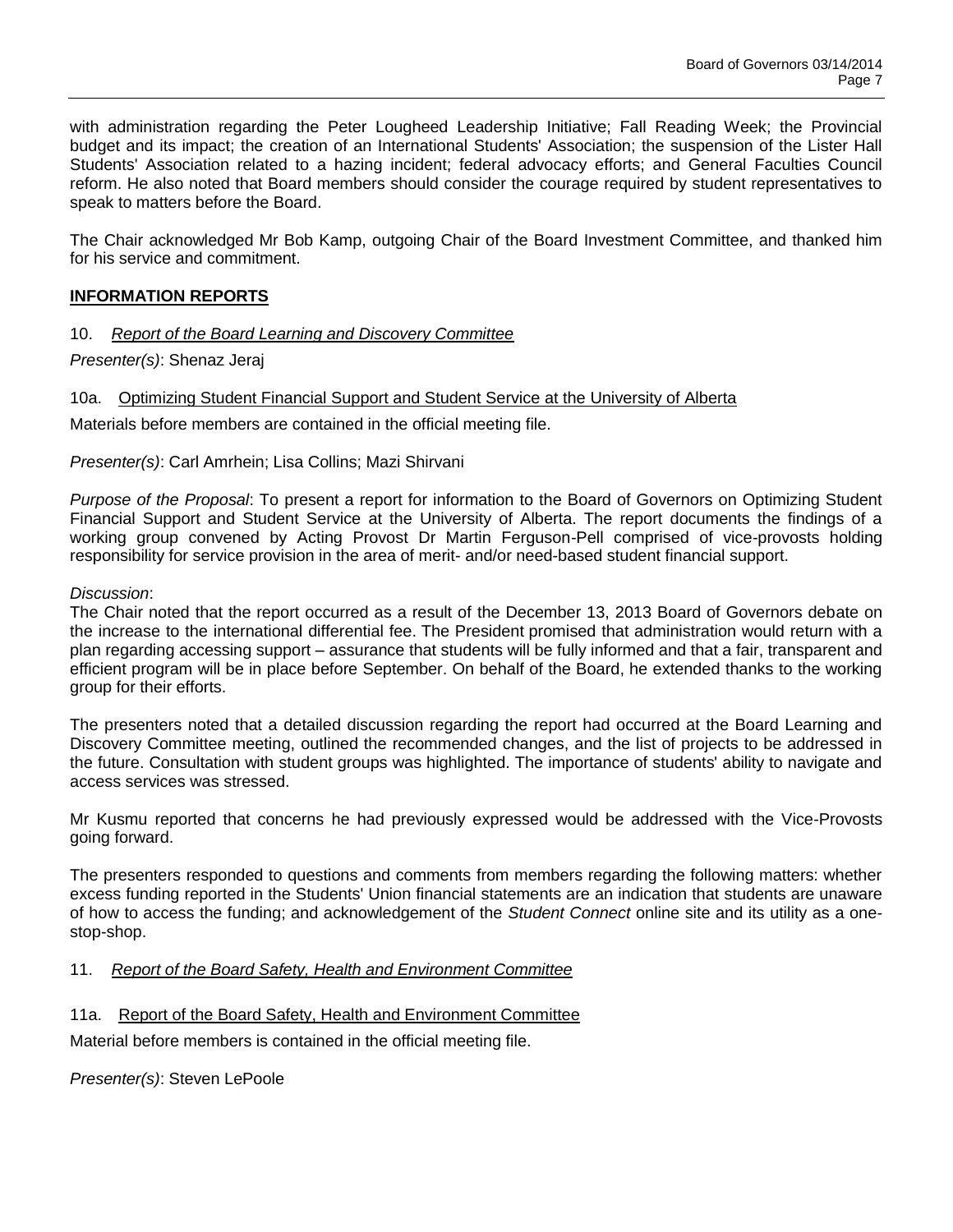with administration regarding the Peter Lougheed Leadership Initiative; Fall Reading Week; the Provincial budget and its impact; the creation of an International Students' Association; the suspension of the Lister Hall Students' Association related to a hazing incident; federal advocacy efforts; and General Faculties Council reform. He also noted that Board members should consider the courage required by student representatives to speak to matters before the Board.

The Chair acknowledged Mr Bob Kamp, outgoing Chair of the Board Investment Committee, and thanked him for his service and commitment.

## INFORMATION REPORTS

10. *Report of the Board Learning and Discovery Committee*

*Presenter(s)*: Shenaz Jeraj

10a. Optimizing Student Financial Support and Student Service at the University of Alberta

Materials before members are contained in the official meeting file.

*Presenter(s)*: Carl Amrhein; Lisa Collins; Mazi Shirvani

*Purpose of the Proposal*: To present a report for information to the Board of Governors on Optimizing Student Financial Support and Student Service at the University of Alberta. The report documents the findings of a working group convened by Acting Provost Dr Martin Ferguson-Pell comprised of vice-provosts holding responsibility for service provision in the area of merit- and/or need-based student financial support.

*Discussion*:

The Chair noted that the report occurred as a result of the December 13, 2013 Board of Governors debate on the increase to the international differential fee. The President promised that administration would return with a plan regarding accessing support – assurance that students will be fully informed and that a fair, transparent and efficient program will be in place before September. On behalf of the Board, he extended thanks to the working group for their efforts.

The presenters noted that a detailed discussion regarding the report had occurred at the Board Learning and Discovery Committee meeting, outlined the recommended changes, and the list of projects to be addressed in the future. Consultation with student groups was highlighted. The importance of students' ability to navigate and access services was stressed.

Mr Kusmu reported that concerns he had previously expressed would be addressed with the Vice-Provosts going forward.

The presenters responded to questions and comments from members regarding the following matters: whether excess funding reported in the Students' Union financial statements are an indication that students are unaware of how to access the funding; and acknowledgement of the *Student Connect* online site and its utility as a one-stop-shop.

11. *Report of the Board Safety, Health and Environment Committee*

11a. Report of the Board Safety, Health and Environment Committee

Material before members is contained in the official meeting file.

*Presenter(s)*: Steven LePoole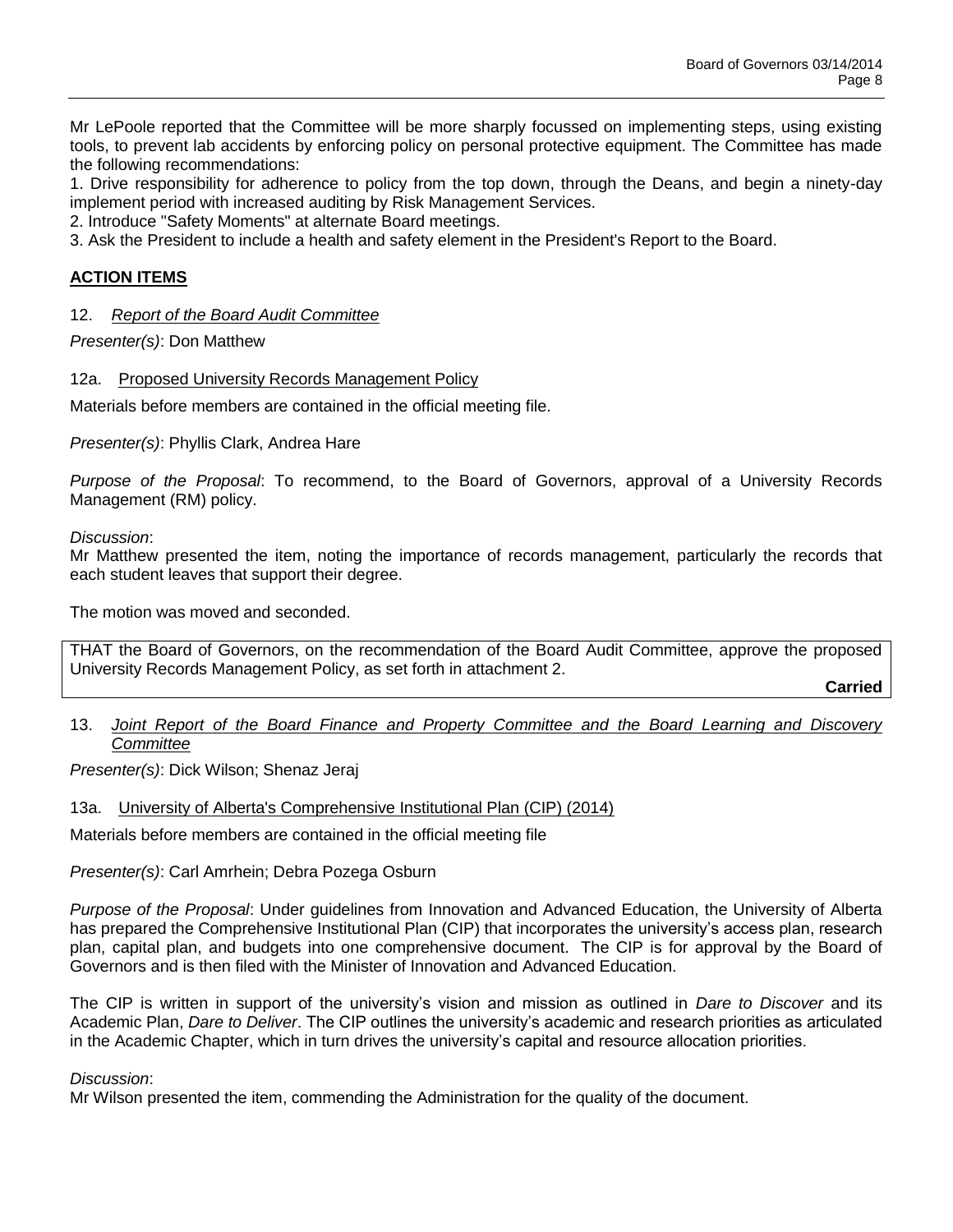Mr LePoole reported that the Committee will be more sharply focussed on implementing steps, using existing tools, to prevent lab accidents by enforcing policy on personal protective equipment. The Committee has made the following recommendations:

1. Drive responsibility for adherence to policy from the top down, through the Deans, and begin a ninety-day implement period with increased auditing by Risk Management Services.
2. Introduce "Safety Moments" at alternate Board meetings.
3. Ask the President to include a health and safety element in the President's Report to the Board.

## ACTION ITEMS

12. *Report of the Board Audit Committee*

*Presenter(s)*: Don Matthew

12a. Proposed University Records Management Policy

Materials before members are contained in the official meeting file.

*Presenter(s)*: Phyllis Clark, Andrea Hare

*Purpose of the Proposal*: To recommend, to the Board of Governors, approval of a University Records Management (RM) policy.

*Discussion*:
Mr Matthew presented the item, noting the importance of records management, particularly the records that each student leaves that support their degree.

The motion was moved and seconded.

THAT the Board of Governors, on the recommendation of the Board Audit Committee, approve the proposed University Records Management Policy, as set forth in attachment 2.

**Carried**

13. *Joint Report of the Board Finance and Property Committee and the Board Learning and Discovery Committee*

*Presenter(s)*: Dick Wilson; Shenaz Jeraj

13a. University of Alberta's Comprehensive Institutional Plan (CIP) (2014)

Materials before members are contained in the official meeting file

*Presenter(s)*: Carl Amrhein; Debra Pozega Osburn

*Purpose of the Proposal*: Under guidelines from Innovation and Advanced Education, the University of Alberta has prepared the Comprehensive Institutional Plan (CIP) that incorporates the university's access plan, research plan, capital plan, and budgets into one comprehensive document. The CIP is for approval by the Board of Governors and is then filed with the Minister of Innovation and Advanced Education.

The CIP is written in support of the university's vision and mission as outlined in *Dare to Discover* and its Academic Plan, *Dare to Deliver*. The CIP outlines the university's academic and research priorities as articulated in the Academic Chapter, which in turn drives the university's capital and resource allocation priorities.

*Discussion*:
Mr Wilson presented the item, commending the Administration for the quality of the document.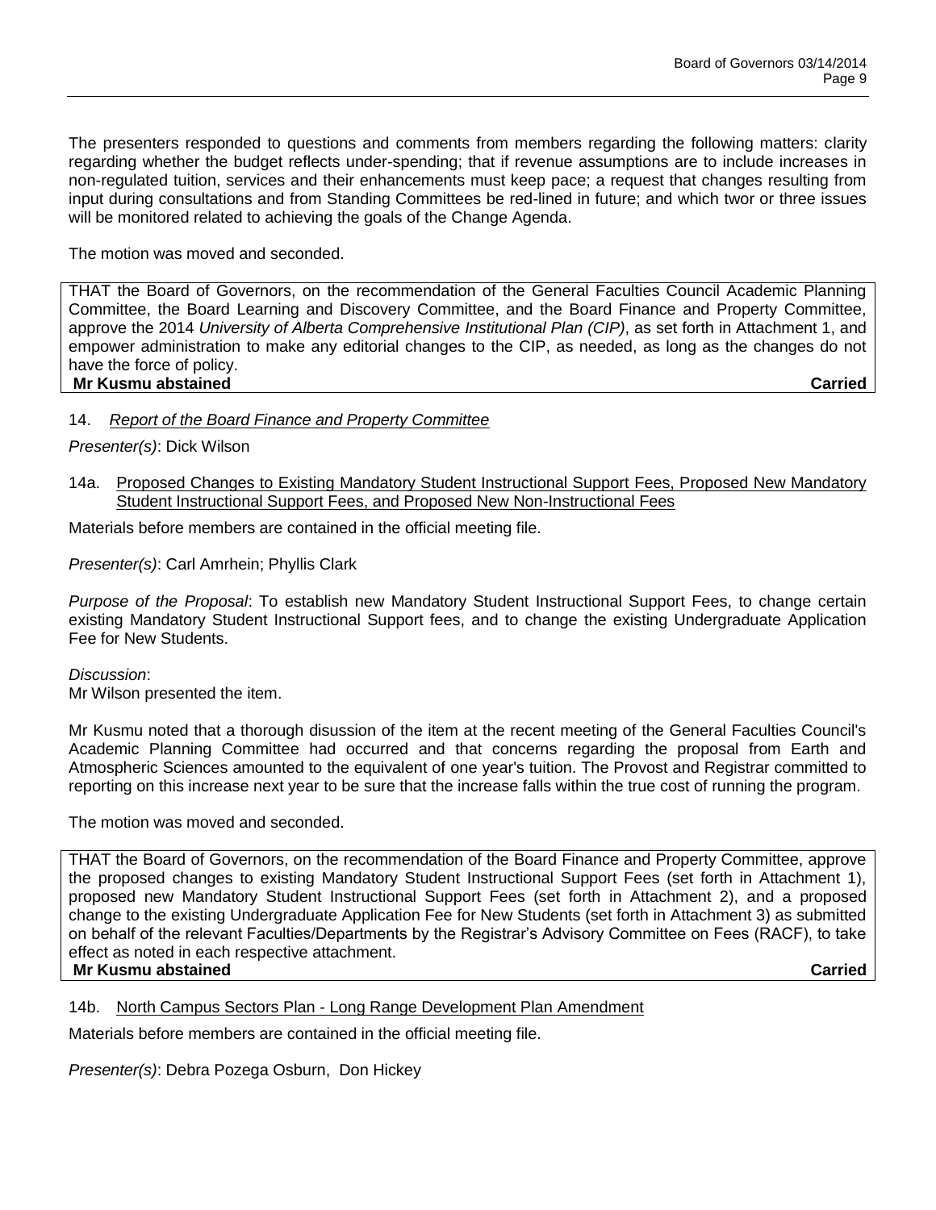The presenters responded to questions and comments from members regarding the following matters: clarity regarding whether the budget reflects under-spending; that if revenue assumptions are to include increases in non-regulated tuition, services and their enhancements must keep pace; a request that changes resulting from input during consultations and from Standing Committees be red-lined in future; and which twor or three issues will be monitored related to achieving the goals of the Change Agenda.

The motion was moved and seconded.

THAT the Board of Governors, on the recommendation of the General Faculties Council Academic Planning Committee, the Board Learning and Discovery Committee, and the Board Finance and Property Committee, approve the 2014 *University of Alberta Comprehensive Institutional Plan (CIP)*, as set forth in Attachment 1, and empower administration to make any editorial changes to the CIP, as needed, as long as the changes do not have the force of policy.

**Mr Kusmu abstained** **Carried**

14. <u>*Report of the Board Finance and Property Committee*</u>

*Presenter(s)*: Dick Wilson

14a. <u>Proposed Changes to Existing Mandatory Student Instructional Support Fees, Proposed New Mandatory Student Instructional Support Fees, and Proposed New Non-Instructional Fees</u>

Materials before members are contained in the official meeting file.

*Presenter(s)*: Carl Amrhein; Phyllis Clark

*Purpose of the Proposal*: To establish new Mandatory Student Instructional Support Fees, to change certain existing Mandatory Student Instructional Support fees, and to change the existing Undergraduate Application Fee for New Students.

*Discussion*:
Mr Wilson presented the item.

Mr Kusmu noted that a thorough disussion of the item at the recent meeting of the General Faculties Council's Academic Planning Committee had occurred and that concerns regarding the proposal from Earth and Atmospheric Sciences amounted to the equivalent of one year's tuition. The Provost and Registrar committed to reporting on this increase next year to be sure that the increase falls within the true cost of running the program.

The motion was moved and seconded.

THAT the Board of Governors, on the recommendation of the Board Finance and Property Committee, approve the proposed changes to existing Mandatory Student Instructional Support Fees (set forth in Attachment 1), proposed new Mandatory Student Instructional Support Fees (set forth in Attachment 2), and a proposed change to the existing Undergraduate Application Fee for New Students (set forth in Attachment 3) as submitted on behalf of the relevant Faculties/Departments by the Registrar's Advisory Committee on Fees (RACF), to take effect as noted in each respective attachment.

**Mr Kusmu abstained** **Carried**

14b. <u>North Campus Sectors Plan - Long Range Development Plan Amendment</u>

Materials before members are contained in the official meeting file.

*Presenter(s)*: Debra Pozega Osburn, Don Hickey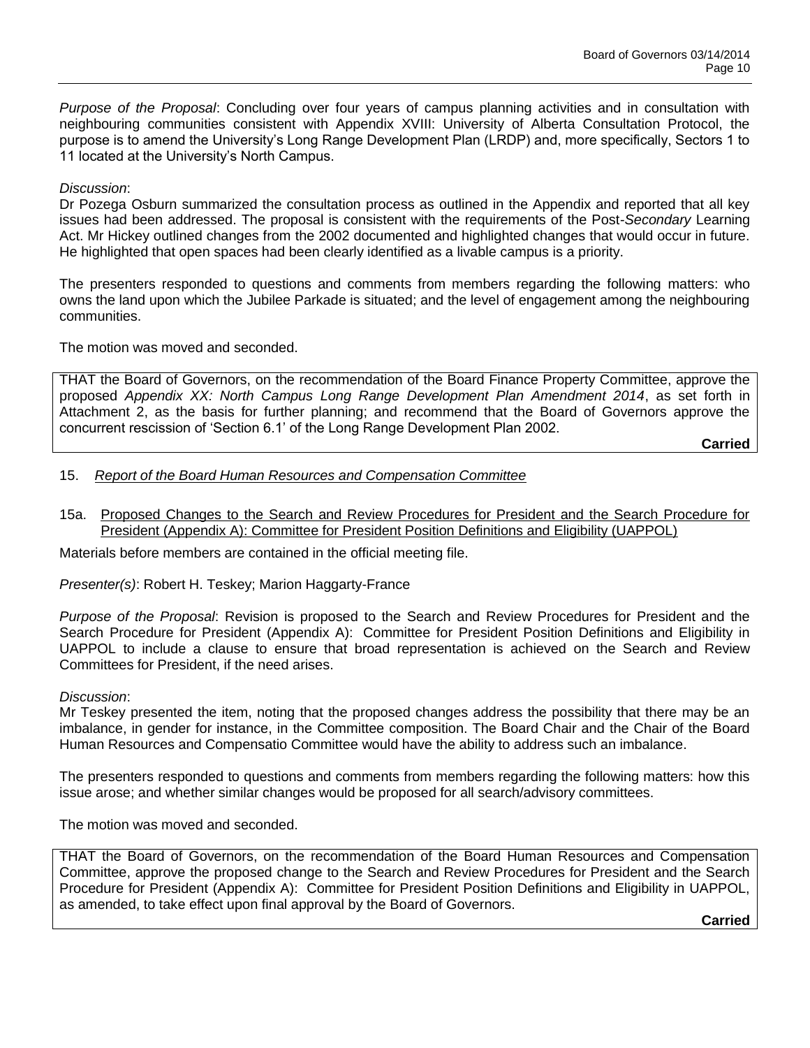*Purpose of the Proposal*: Concluding over four years of campus planning activities and in consultation with neighbouring communities consistent with Appendix XVIII: University of Alberta Consultation Protocol, the purpose is to amend the University's Long Range Development Plan (LRDP) and, more specifically, Sectors 1 to 11 located at the University's North Campus.

*Discussion*:
Dr Pozega Osburn summarized the consultation process as outlined in the Appendix and reported that all key issues had been addressed. The proposal is consistent with the requirements of the Post-*Secondary* Learning Act. Mr Hickey outlined changes from the 2002 documented and highlighted changes that would occur in future. He highlighted that open spaces had been clearly identified as a livable campus is a priority.

The presenters responded to questions and comments from members regarding the following matters: who owns the land upon which the Jubilee Parkade is situated; and the level of engagement among the neighbouring communities.

The motion was moved and seconded.

THAT the Board of Governors, on the recommendation of the Board Finance Property Committee, approve the proposed *Appendix XX: North Campus Long Range Development Plan Amendment 2014*, as set forth in Attachment 2, as the basis for further planning; and recommend that the Board of Governors approve the concurrent rescission of 'Section 6.1' of the Long Range Development Plan 2002.

**Carried**

15. *Report of the Board Human Resources and Compensation Committee*

15a. Proposed Changes to the Search and Review Procedures for President and the Search Procedure for President (Appendix A): Committee for President Position Definitions and Eligibility (UAPPOL)

Materials before members are contained in the official meeting file.

*Presenter(s)*: Robert H. Teskey; Marion Haggarty-France

*Purpose of the Proposal*: Revision is proposed to the Search and Review Procedures for President and the Search Procedure for President (Appendix A): Committee for President Position Definitions and Eligibility in UAPPOL to include a clause to ensure that broad representation is achieved on the Search and Review Committees for President, if the need arises.

*Discussion*:
Mr Teskey presented the item, noting that the proposed changes address the possibility that there may be an imbalance, in gender for instance, in the Committee composition. The Board Chair and the Chair of the Board Human Resources and Compensatio Committee would have the ability to address such an imbalance.

The presenters responded to questions and comments from members regarding the following matters: how this issue arose; and whether similar changes would be proposed for all search/advisory committees.

The motion was moved and seconded.

THAT the Board of Governors, on the recommendation of the Board Human Resources and Compensation Committee, approve the proposed change to the Search and Review Procedures for President and the Search Procedure for President (Appendix A): Committee for President Position Definitions and Eligibility in UAPPOL, as amended, to take effect upon final approval by the Board of Governors.

**Carried**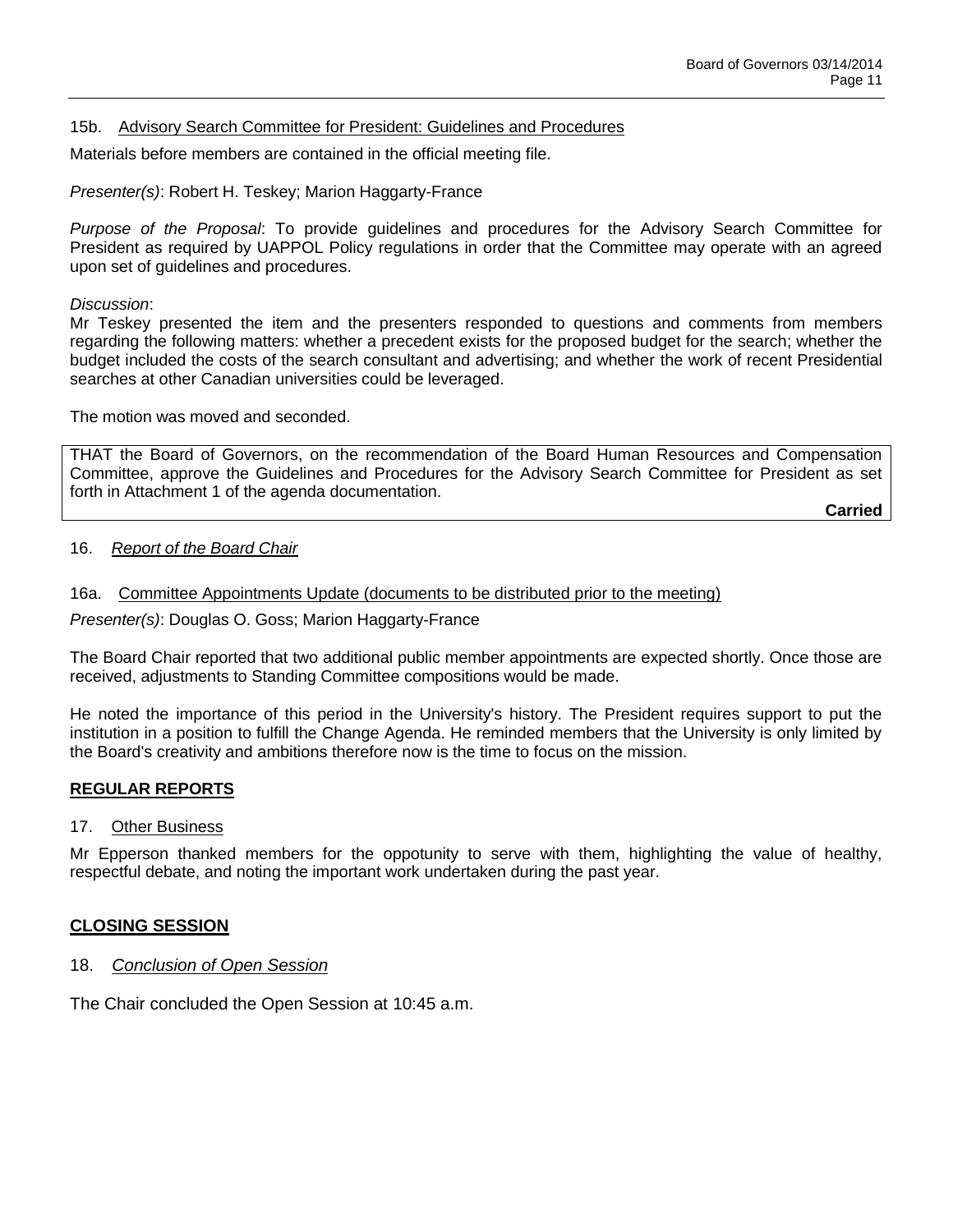15b. Advisory Search Committee for President: Guidelines and Procedures

Materials before members are contained in the official meeting file.

*Presenter(s)*: Robert H. Teskey; Marion Haggarty-France

*Purpose of the Proposal*: To provide guidelines and procedures for the Advisory Search Committee for President as required by UAPPOL Policy regulations in order that the Committee may operate with an agreed upon set of guidelines and procedures.

*Discussion*:
Mr Teskey presented the item and the presenters responded to questions and comments from members regarding the following matters: whether a precedent exists for the proposed budget for the search; whether the budget included the costs of the search consultant and advertising; and whether the work of recent Presidential searches at other Canadian universities could be leveraged.

The motion was moved and seconded.

THAT the Board of Governors, on the recommendation of the Board Human Resources and Compensation Committee, approve the Guidelines and Procedures for the Advisory Search Committee for President as set forth in Attachment 1 of the agenda documentation.

**Carried**

16. *Report of the Board Chair*

16a. Committee Appointments Update (documents to be distributed prior to the meeting)

*Presenter(s)*: Douglas O. Goss; Marion Haggarty-France

The Board Chair reported that two additional public member appointments are expected shortly. Once those are received, adjustments to Standing Committee compositions would be made.

He noted the importance of this period in the University's history. The President requires support to put the institution in a position to fulfill the Change Agenda. He reminded members that the University is only limited by the Board's creativity and ambitions therefore now is the time to focus on the mission.

## REGULAR REPORTS

17. Other Business

Mr Epperson thanked members for the oppotunity to serve with them, highlighting the value of healthy, respectful debate, and noting the important work undertaken during the past year.

## CLOSING SESSION

18. *Conclusion of Open Session*

The Chair concluded the Open Session at 10:45 a.m.